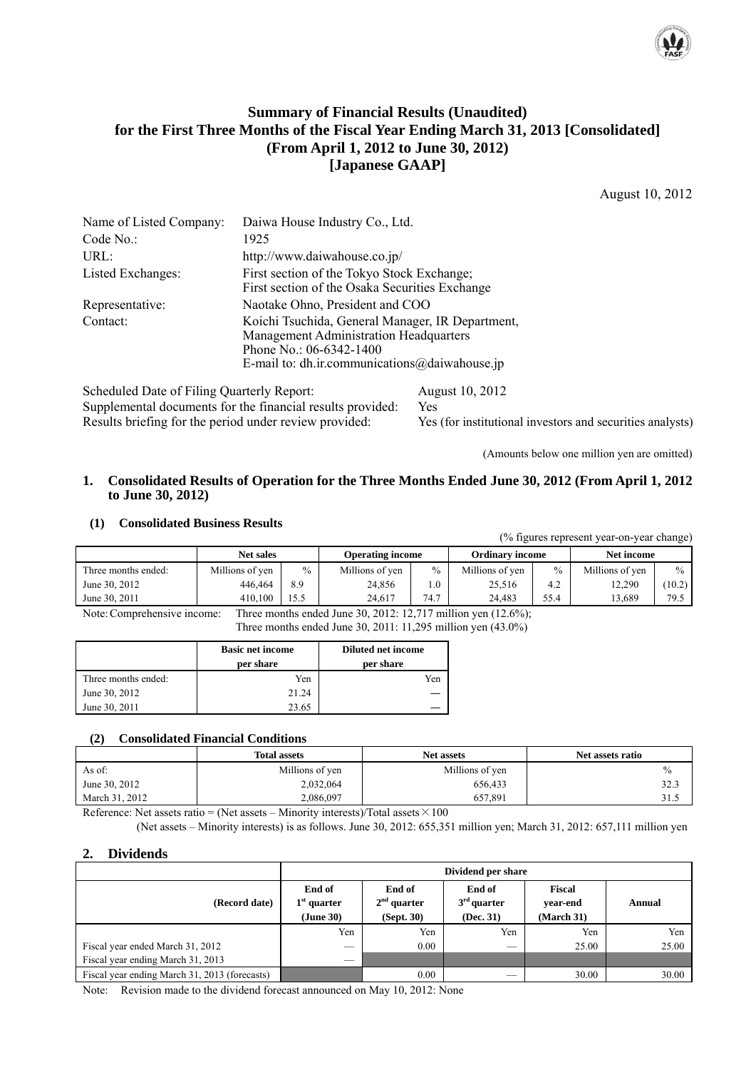# Summary of Financial Results (Unaudited) for the First Three Months of the Fiscal Year Ending March 31, 2013 [Consolidated] (From April 1, 2012 to June 30, 2012) [Japanese GAAP]

August 10, 2012

| | |
|---|---|
| Name of Listed Company: | Daiwa House Industry Co., Ltd. |
| Code No.: | 1925 |
| URL: | http://www.daiwahouse.co.jp/ |
| Listed Exchanges: | First section of the Tokyo Stock Exchange; First section of the Osaka Securities Exchange |
| Representative: | Naotake Ohno, President and COO |
| Contact: | Koichi Tsuchida, General Manager, IR Department, Management Administration Headquarters Phone No.: 06-6342-1400 E-mail to: dh.ir.communications@daiwahouse.jp |

| | |
|---|---|
| Scheduled Date of Filing Quarterly Report: | August 10, 2012 |
| Supplemental documents for the financial results provided: | Yes |
| Results briefing for the period under review provided: | Yes (for institutional investors and securities analysts) |

(Amounts below one million yen are omitted)

## 1. Consolidated Results of Operation for the Three Months Ended June 30, 2012 (From April 1, 2012 to June 30, 2012)

### (1) Consolidated Business Results

(% figures represent year-on-year change)

| | Net sales | | Operating income | | Ordinary income | | Net income | |
|---|---|---|---|---|---|---|---|---|
| Three months ended: | Millions of yen | % | Millions of yen | % | Millions of yen | % | Millions of yen | % |
| June 30, 2012 | 446,464 | 8.9 | 24,856 | 1.0 | 25,516 | 4.2 | 12,290 | (10.2) |
| June 30, 2011 | 410,100 | 15.5 | 24,617 | 74.7 | 24,483 | 55.4 | 13,689 | 79.5 |

Note: Comprehensive income: Three months ended June 30, 2012: 12,717 million yen (12.6%); Three months ended June 30, 2011: 11,295 million yen (43.0%)

| | Basic net income per share | Diluted net income per share |
|---|---|---|
| Three months ended: | Yen | Yen |
| June 30, 2012 | 21.24 | — |
| June 30, 2011 | 23.65 | — |

### (2) Consolidated Financial Conditions

| | Total assets | Net assets | Net assets ratio |
|---|---|---|---|
| As of: | Millions of yen | Millions of yen | % |
| June 30, 2012 | 2,032,064 | 656,433 | 32.3 |
| March 31, 2012 | 2,086,097 | 657,891 | 31.5 |

Reference: Net assets ratio = (Net assets – Minority interests)/Total assets × 100

(Net assets – Minority interests) is as follows. June 30, 2012: 655,351 million yen; March 31, 2012: 657,111 million yen

## 2. Dividends

| | Dividend per share | | | | |
|---|---|---|---|---|---|
| (Record date) | End of 1st quarter (June 30) | End of 2nd quarter (Sept. 30) | End of 3rd quarter (Dec. 31) | Fiscal year-end (March 31) | Annual |
| | Yen | Yen | Yen | Yen | Yen |
| Fiscal year ended March 31, 2012 | — | 0.00 | — | 25.00 | 25.00 |
| Fiscal year ending March 31, 2013 | — | | | | |
| Fiscal year ending March 31, 2013 (forecasts) | | 0.00 | — | 30.00 | 30.00 |

Note: Revision made to the dividend forecast announced on May 10, 2012: None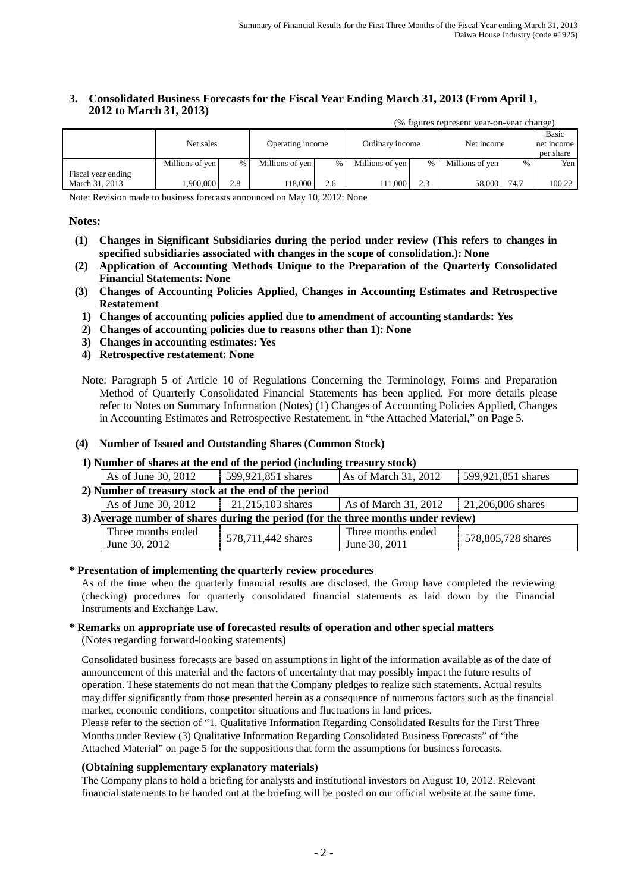## 3. Consolidated Business Forecasts for the Fiscal Year Ending March 31, 2013 (From April 1, 2012 to March 31, 2013)

(% figures represent year-on-year change)

| | Net sales | | Operating income | | Ordinary income | | Net income | | Basic net income per share |
|---|---|---|---|---|---|---|---|---|---|
| | Millions of yen | % | Millions of yen | % | Millions of yen | % | Millions of yen | % | Yen |
| Fiscal year ending March 31, 2013 | 1,900,000 | 2.8 | 118,000 | 2.6 | 111,000 | 2.3 | 58,000 | 74.7 | 100.22 |

Note: Revision made to business forecasts announced on May 10, 2012: None

**Notes:**

**(1) Changes in Significant Subsidiaries during the period under review (This refers to changes in specified subsidiaries associated with changes in the scope of consolidation.): None**

**(2) Application of Accounting Methods Unique to the Preparation of the Quarterly Consolidated Financial Statements: None**

**(3) Changes of Accounting Policies Applied, Changes in Accounting Estimates and Retrospective Restatement**

**1) Changes of accounting policies applied due to amendment of accounting standards: Yes**

**2) Changes of accounting policies due to reasons other than 1): None**

**3) Changes in accounting estimates: Yes**

**4) Retrospective restatement: None**

Note: Paragraph 5 of Article 10 of Regulations Concerning the Terminology, Forms and Preparation Method of Quarterly Consolidated Financial Statements has been applied. For more details please refer to Notes on Summary Information (Notes) (1) Changes of Accounting Policies Applied, Changes in Accounting Estimates and Retrospective Restatement, in "the Attached Material," on Page 5.

**(4) Number of Issued and Outstanding Shares (Common Stock)**

**1) Number of shares at the end of the period (including treasury stock)**

| As of June 30, 2012 | 599,921,851 shares | As of March 31, 2012 | 599,921,851 shares |
|---|---|---|---|

**2) Number of treasury stock at the end of the period**

| As of June 30, 2012 | 21,215,103 shares | As of March 31, 2012 | 21,206,006 shares |
|---|---|---|---|

**3) Average number of shares during the period (for the three months under review)**

| Three months ended June 30, 2012 | 578,711,442 shares | Three months ended June 30, 2011 | 578,805,728 shares |
|---|---|---|---|

**\* Presentation of implementing the quarterly review procedures**

As of the time when the quarterly financial results are disclosed, the Group have completed the reviewing (checking) procedures for quarterly consolidated financial statements as laid down by the Financial Instruments and Exchange Law.

**\* Remarks on appropriate use of forecasted results of operation and other special matters**

(Notes regarding forward-looking statements)

Consolidated business forecasts are based on assumptions in light of the information available as of the date of announcement of this material and the factors of uncertainty that may possibly impact the future results of operation. These statements do not mean that the Company pledges to realize such statements. Actual results may differ significantly from those presented herein as a consequence of numerous factors such as the financial market, economic conditions, competitor situations and fluctuations in land prices.

Please refer to the section of "1. Qualitative Information Regarding Consolidated Results for the First Three Months under Review (3) Qualitative Information Regarding Consolidated Business Forecasts" of "the Attached Material" on page 5 for the suppositions that form the assumptions for business forecasts.

**(Obtaining supplementary explanatory materials)**

The Company plans to hold a briefing for analysts and institutional investors on August 10, 2012. Relevant financial statements to be handed out at the briefing will be posted on our official website at the same time.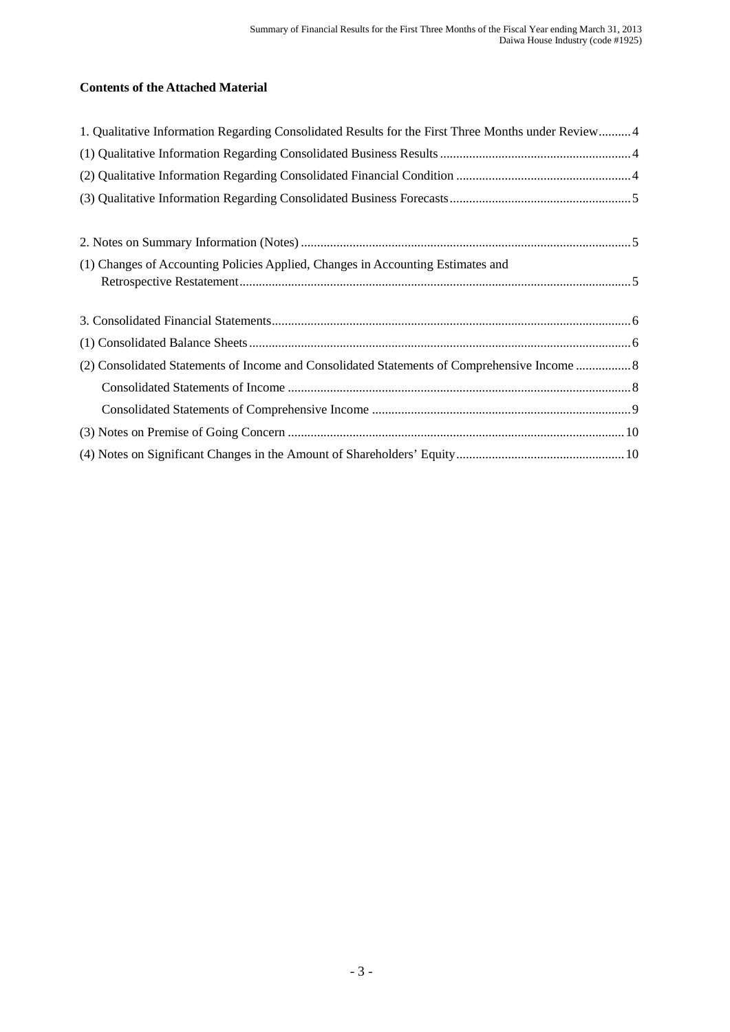**Contents of the Attached Material**

1. Qualitative Information Regarding Consolidated Results for the First Three Months under Review .......... 4
(1) Qualitative Information Regarding Consolidated Business Results .......... 4
(2) Qualitative Information Regarding Consolidated Financial Condition .......... 4
(3) Qualitative Information Regarding Consolidated Business Forecasts .......... 5

2. Notes on Summary Information (Notes) .......... 5
(1) Changes of Accounting Policies Applied, Changes in Accounting Estimates and Retrospective Restatement .......... 5

3. Consolidated Financial Statements .......... 6
(1) Consolidated Balance Sheets .......... 6
(2) Consolidated Statements of Income and Consolidated Statements of Comprehensive Income .......... 8
Consolidated Statements of Income .......... 8
Consolidated Statements of Comprehensive Income .......... 9
(3) Notes on Premise of Going Concern .......... 10
(4) Notes on Significant Changes in the Amount of Shareholders' Equity .......... 10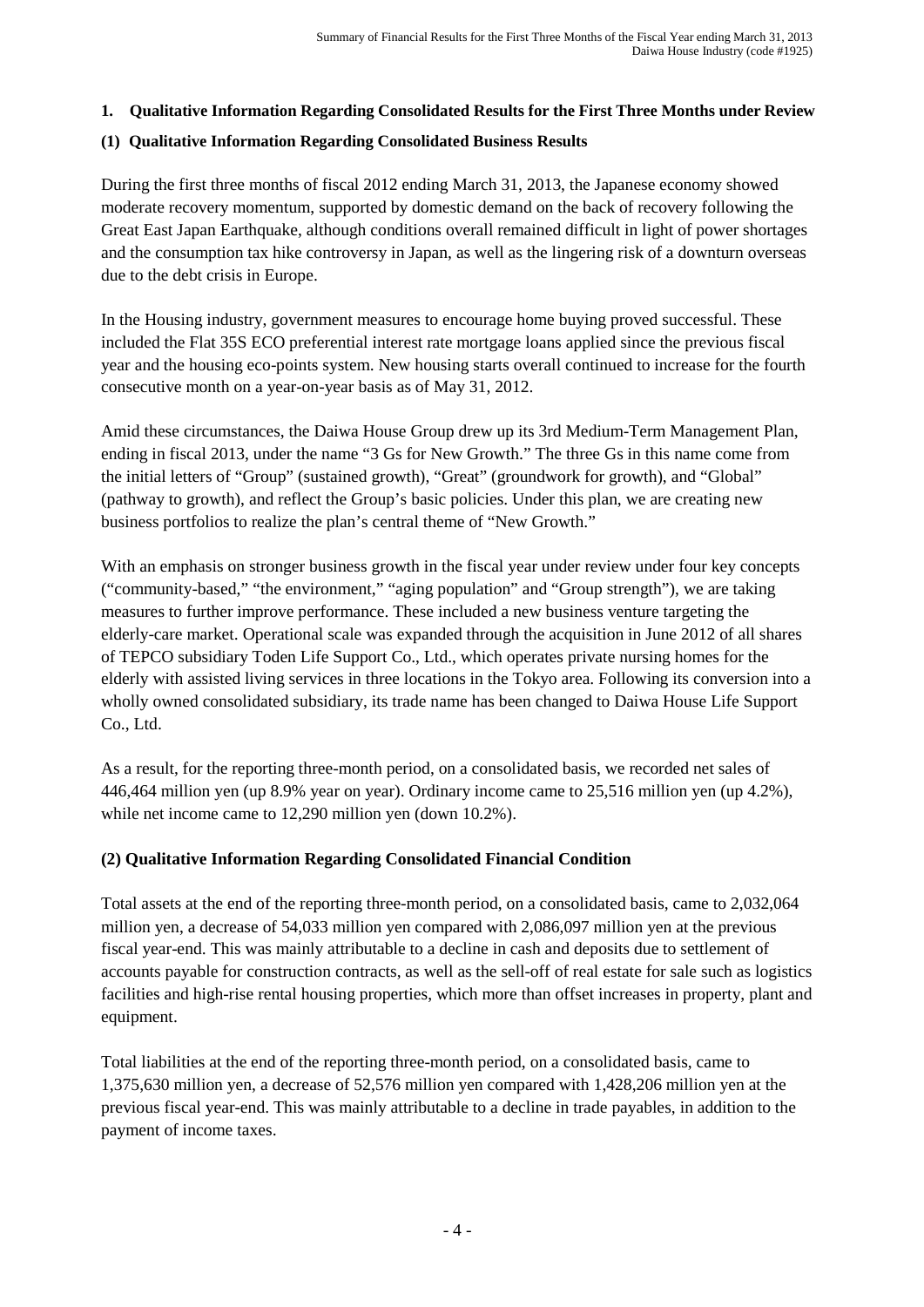## 1. Qualitative Information Regarding Consolidated Results for the First Three Months under Review

### (1) Qualitative Information Regarding Consolidated Business Results

During the first three months of fiscal 2012 ending March 31, 2013, the Japanese economy showed moderate recovery momentum, supported by domestic demand on the back of recovery following the Great East Japan Earthquake, although conditions overall remained difficult in light of power shortages and the consumption tax hike controversy in Japan, as well as the lingering risk of a downturn overseas due to the debt crisis in Europe.

In the Housing industry, government measures to encourage home buying proved successful. These included the Flat 35S ECO preferential interest rate mortgage loans applied since the previous fiscal year and the housing eco-points system. New housing starts overall continued to increase for the fourth consecutive month on a year-on-year basis as of May 31, 2012.

Amid these circumstances, the Daiwa House Group drew up its 3rd Medium-Term Management Plan, ending in fiscal 2013, under the name "3 Gs for New Growth." The three Gs in this name come from the initial letters of "Group" (sustained growth), "Great" (groundwork for growth), and "Global" (pathway to growth), and reflect the Group's basic policies. Under this plan, we are creating new business portfolios to realize the plan's central theme of "New Growth."

With an emphasis on stronger business growth in the fiscal year under review under four key concepts ("community-based," "the environment," "aging population" and "Group strength"), we are taking measures to further improve performance. These included a new business venture targeting the elderly-care market. Operational scale was expanded through the acquisition in June 2012 of all shares of TEPCO subsidiary Toden Life Support Co., Ltd., which operates private nursing homes for the elderly with assisted living services in three locations in the Tokyo area. Following its conversion into a wholly owned consolidated subsidiary, its trade name has been changed to Daiwa House Life Support Co., Ltd.

As a result, for the reporting three-month period, on a consolidated basis, we recorded net sales of 446,464 million yen (up 8.9% year on year). Ordinary income came to 25,516 million yen (up 4.2%), while net income came to 12,290 million yen (down 10.2%).

### (2) Qualitative Information Regarding Consolidated Financial Condition

Total assets at the end of the reporting three-month period, on a consolidated basis, came to 2,032,064 million yen, a decrease of 54,033 million yen compared with 2,086,097 million yen at the previous fiscal year-end. This was mainly attributable to a decline in cash and deposits due to settlement of accounts payable for construction contracts, as well as the sell-off of real estate for sale such as logistics facilities and high-rise rental housing properties, which more than offset increases in property, plant and equipment.

Total liabilities at the end of the reporting three-month period, on a consolidated basis, came to 1,375,630 million yen, a decrease of 52,576 million yen compared with 1,428,206 million yen at the previous fiscal year-end. This was mainly attributable to a decline in trade payables, in addition to the payment of income taxes.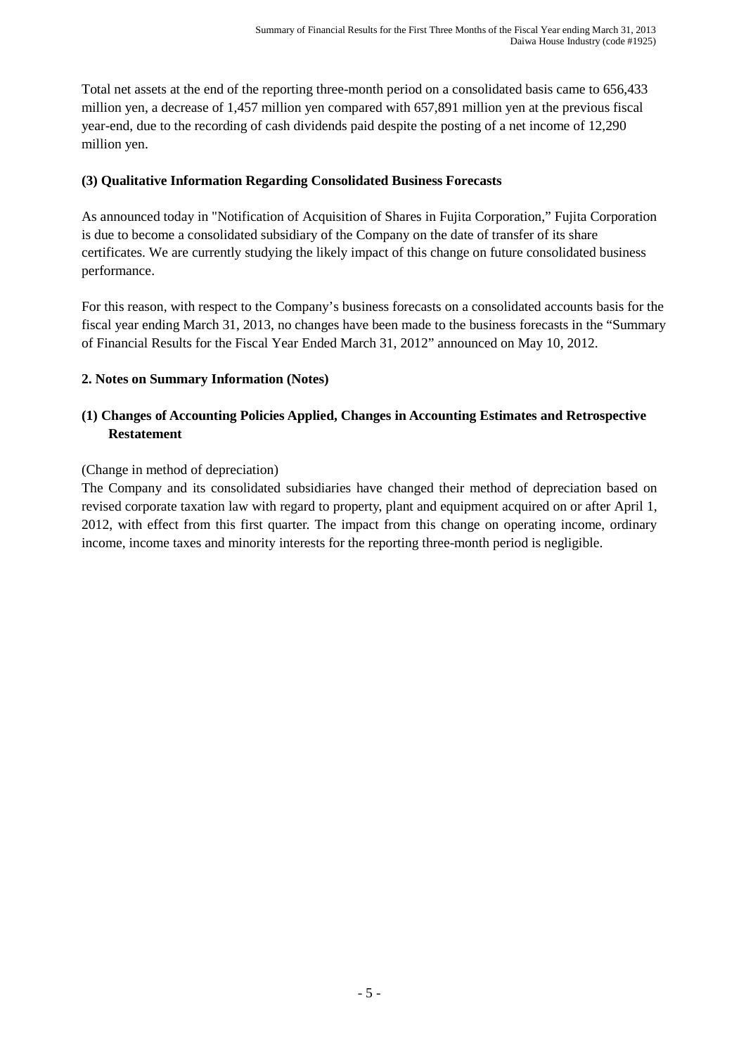Total net assets at the end of the reporting three-month period on a consolidated basis came to 656,433 million yen, a decrease of 1,457 million yen compared with 657,891 million yen at the previous fiscal year-end, due to the recording of cash dividends paid despite the posting of a net income of 12,290 million yen.

### (3) Qualitative Information Regarding Consolidated Business Forecasts

As announced today in "Notification of Acquisition of Shares in Fujita Corporation," Fujita Corporation is due to become a consolidated subsidiary of the Company on the date of transfer of its share certificates. We are currently studying the likely impact of this change on future consolidated business performance.

For this reason, with respect to the Company's business forecasts on a consolidated accounts basis for the fiscal year ending March 31, 2013, no changes have been made to the business forecasts in the "Summary of Financial Results for the Fiscal Year Ended March 31, 2012" announced on May 10, 2012.

## 2. Notes on Summary Information (Notes)

### (1) Changes of Accounting Policies Applied, Changes in Accounting Estimates and Retrospective Restatement

(Change in method of depreciation)

The Company and its consolidated subsidiaries have changed their method of depreciation based on revised corporate taxation law with regard to property, plant and equipment acquired on or after April 1, 2012, with effect from this first quarter. The impact from this change on operating income, ordinary income, income taxes and minority interests for the reporting three-month period is negligible.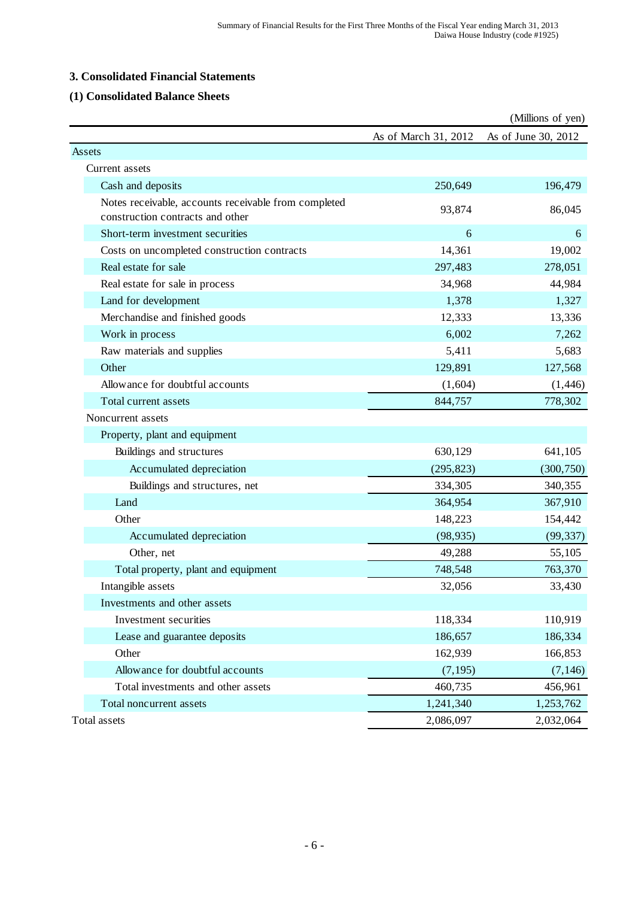## 3. Consolidated Financial Statements

### (1) Consolidated Balance Sheets

(Millions of yen)

| | As of March 31, 2012 | As of June 30, 2012 |
|---|---|---|
| Assets | | |
| Current assets | | |
| Cash and deposits | 250,649 | 196,479 |
| Notes receivable, accounts receivable from completed construction contracts and other | 93,874 | 86,045 |
| Short-term investment securities | 6 | 6 |
| Costs on uncompleted construction contracts | 14,361 | 19,002 |
| Real estate for sale | 297,483 | 278,051 |
| Real estate for sale in process | 34,968 | 44,984 |
| Land for development | 1,378 | 1,327 |
| Merchandise and finished goods | 12,333 | 13,336 |
| Work in process | 6,002 | 7,262 |
| Raw materials and supplies | 5,411 | 5,683 |
| Other | 129,891 | 127,568 |
| Allowance for doubtful accounts | (1,604) | (1,446) |
| Total current assets | 844,757 | 778,302 |
| Noncurrent assets | | |
| Property, plant and equipment | | |
| Buildings and structures | 630,129 | 641,105 |
| Accumulated depreciation | (295,823) | (300,750) |
| Buildings and structures, net | 334,305 | 340,355 |
| Land | 364,954 | 367,910 |
| Other | 148,223 | 154,442 |
| Accumulated depreciation | (98,935) | (99,337) |
| Other, net | 49,288 | 55,105 |
| Total property, plant and equipment | 748,548 | 763,370 |
| Intangible assets | 32,056 | 33,430 |
| Investments and other assets | | |
| Investment securities | 118,334 | 110,919 |
| Lease and guarantee deposits | 186,657 | 186,334 |
| Other | 162,939 | 166,853 |
| Allowance for doubtful accounts | (7,195) | (7,146) |
| Total investments and other assets | 460,735 | 456,961 |
| Total noncurrent assets | 1,241,340 | 1,253,762 |
| Total assets | 2,086,097 | 2,032,064 |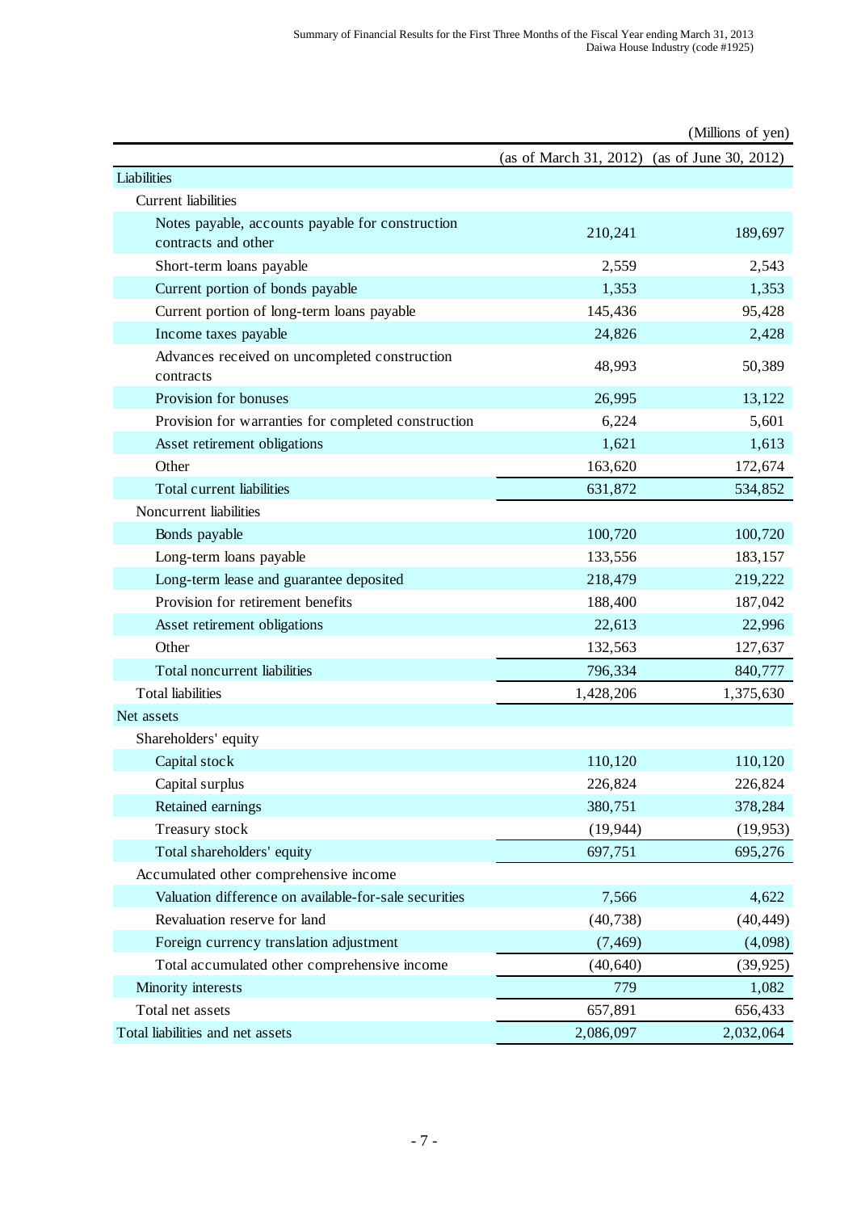(Millions of yen)

| | (as of March 31, 2012) | (as of June 30, 2012) |
|---|---|---|
| Liabilities | | |
| Current liabilities | | |
| Notes payable, accounts payable for construction contracts and other | 210,241 | 189,697 |
| Short-term loans payable | 2,559 | 2,543 |
| Current portion of bonds payable | 1,353 | 1,353 |
| Current portion of long-term loans payable | 145,436 | 95,428 |
| Income taxes payable | 24,826 | 2,428 |
| Advances received on uncompleted construction contracts | 48,993 | 50,389 |
| Provision for bonuses | 26,995 | 13,122 |
| Provision for warranties for completed construction | 6,224 | 5,601 |
| Asset retirement obligations | 1,621 | 1,613 |
| Other | 163,620 | 172,674 |
| Total current liabilities | 631,872 | 534,852 |
| Noncurrent liabilities | | |
| Bonds payable | 100,720 | 100,720 |
| Long-term loans payable | 133,556 | 183,157 |
| Long-term lease and guarantee deposited | 218,479 | 219,222 |
| Provision for retirement benefits | 188,400 | 187,042 |
| Asset retirement obligations | 22,613 | 22,996 |
| Other | 132,563 | 127,637 |
| Total noncurrent liabilities | 796,334 | 840,777 |
| Total liabilities | 1,428,206 | 1,375,630 |
| Net assets | | |
| Shareholders' equity | | |
| Capital stock | 110,120 | 110,120 |
| Capital surplus | 226,824 | 226,824 |
| Retained earnings | 380,751 | 378,284 |
| Treasury stock | (19,944) | (19,953) |
| Total shareholders' equity | 697,751 | 695,276 |
| Accumulated other comprehensive income | | |
| Valuation difference on available-for-sale securities | 7,566 | 4,622 |
| Revaluation reserve for land | (40,738) | (40,449) |
| Foreign currency translation adjustment | (7,469) | (4,098) |
| Total accumulated other comprehensive income | (40,640) | (39,925) |
| Minority interests | 779 | 1,082 |
| Total net assets | 657,891 | 656,433 |
| Total liabilities and net assets | 2,086,097 | 2,032,064 |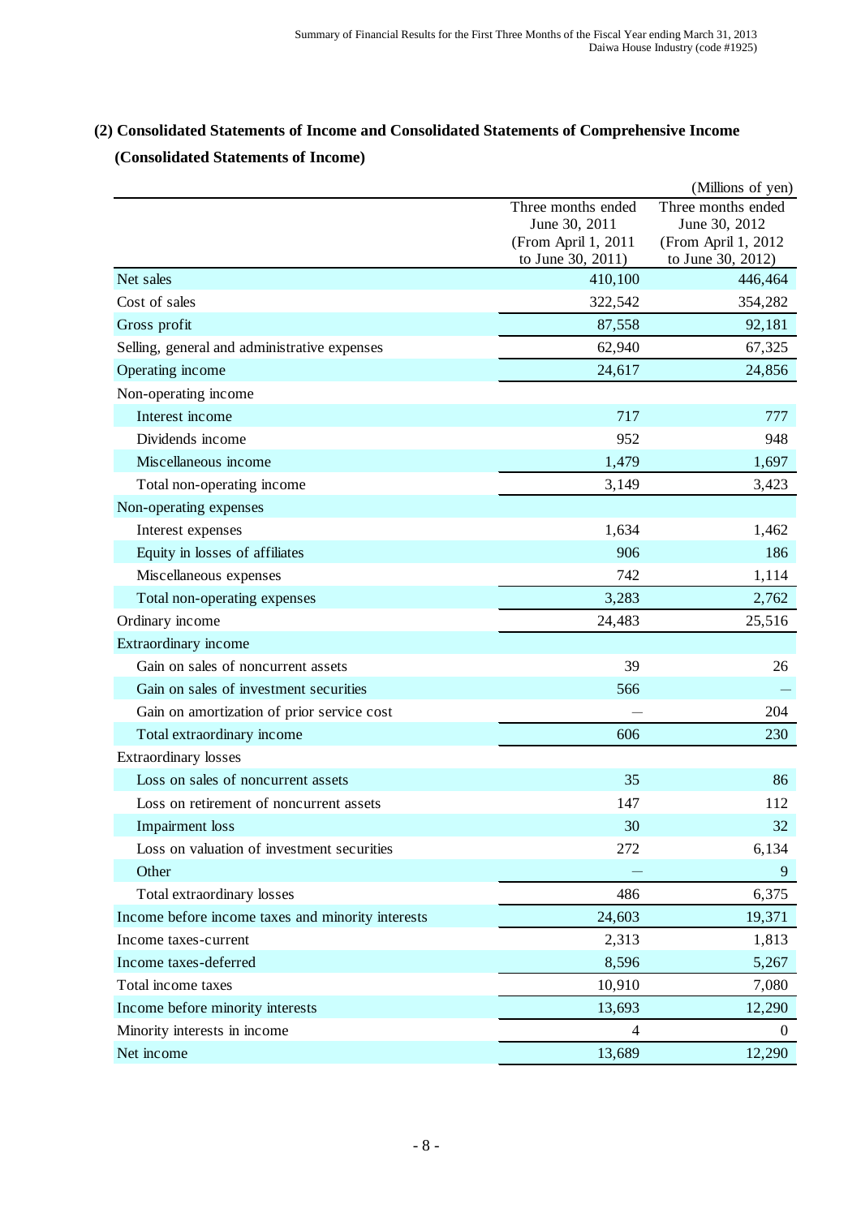## (2) Consolidated Statements of Income and Consolidated Statements of Comprehensive Income

### (Consolidated Statements of Income)

(Millions of yen)

| | Three months ended June 30, 2011 (From April 1, 2011 to June 30, 2011) | Three months ended June 30, 2012 (From April 1, 2012 to June 30, 2012) |
|---|---|---|
| Net sales | 410,100 | 446,464 |
| Cost of sales | 322,542 | 354,282 |
| Gross profit | 87,558 | 92,181 |
| Selling, general and administrative expenses | 62,940 | 67,325 |
| Operating income | 24,617 | 24,856 |
| Non-operating income | | |
| Interest income | 717 | 777 |
| Dividends income | 952 | 948 |
| Miscellaneous income | 1,479 | 1,697 |
| Total non-operating income | 3,149 | 3,423 |
| Non-operating expenses | | |
| Interest expenses | 1,634 | 1,462 |
| Equity in losses of affiliates | 906 | 186 |
| Miscellaneous expenses | 742 | 1,114 |
| Total non-operating expenses | 3,283 | 2,762 |
| Ordinary income | 24,483 | 25,516 |
| Extraordinary income | | |
| Gain on sales of noncurrent assets | 39 | 26 |
| Gain on sales of investment securities | 566 | — |
| Gain on amortization of prior service cost | — | 204 |
| Total extraordinary income | 606 | 230 |
| Extraordinary losses | | |
| Loss on sales of noncurrent assets | 35 | 86 |
| Loss on retirement of noncurrent assets | 147 | 112 |
| Impairment loss | 30 | 32 |
| Loss on valuation of investment securities | 272 | 6,134 |
| Other | — | 9 |
| Total extraordinary losses | 486 | 6,375 |
| Income before income taxes and minority interests | 24,603 | 19,371 |
| Income taxes-current | 2,313 | 1,813 |
| Income taxes-deferred | 8,596 | 5,267 |
| Total income taxes | 10,910 | 7,080 |
| Income before minority interests | 13,693 | 12,290 |
| Minority interests in income | 4 | 0 |
| Net income | 13,689 | 12,290 |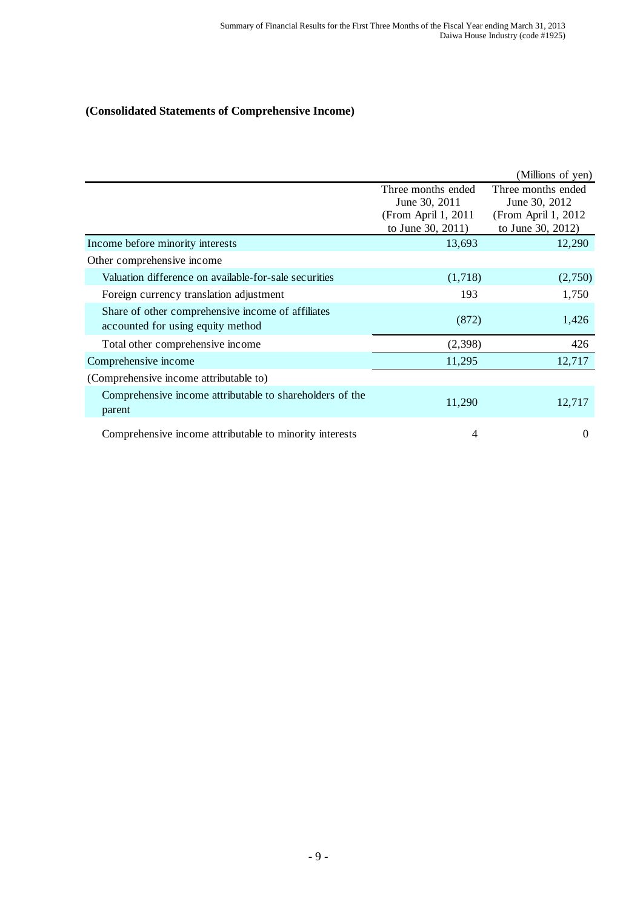### (Consolidated Statements of Comprehensive Income)

(Millions of yen)

| | Three months ended June 30, 2011 (From April 1, 2011 to June 30, 2011) | Three months ended June 30, 2012 (From April 1, 2012 to June 30, 2012) |
|---|---|---|
| Income before minority interests | 13,693 | 12,290 |
| Other comprehensive income | | |
| Valuation difference on available-for-sale securities | (1,718) | (2,750) |
| Foreign currency translation adjustment | 193 | 1,750 |
| Share of other comprehensive income of affiliates accounted for using equity method | (872) | 1,426 |
| Total other comprehensive income | (2,398) | 426 |
| Comprehensive income | 11,295 | 12,717 |
| (Comprehensive income attributable to) | | |
| Comprehensive income attributable to shareholders of the parent | 11,290 | 12,717 |
| Comprehensive income attributable to minority interests | 4 | 0 |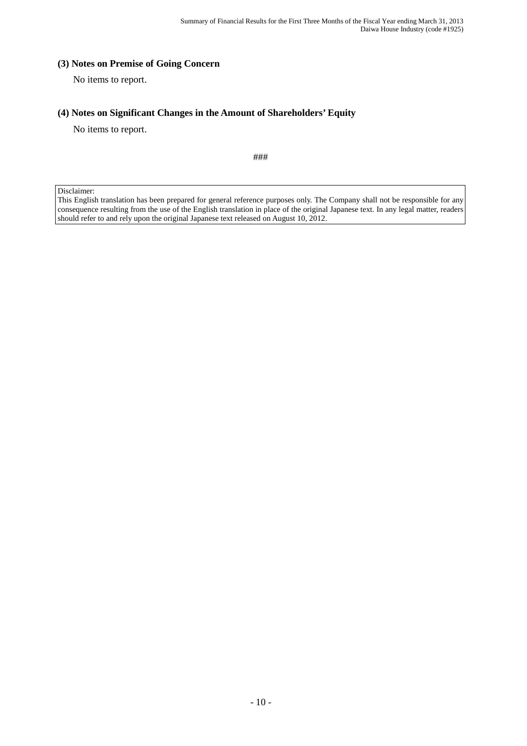### (3) Notes on Premise of Going Concern

No items to report.

### (4) Notes on Significant Changes in the Amount of Shareholders' Equity

No items to report.

###

Disclaimer:
This English translation has been prepared for general reference purposes only. The Company shall not be responsible for any consequence resulting from the use of the English translation in place of the original Japanese text. In any legal matter, readers should refer to and rely upon the original Japanese text released on August 10, 2012.